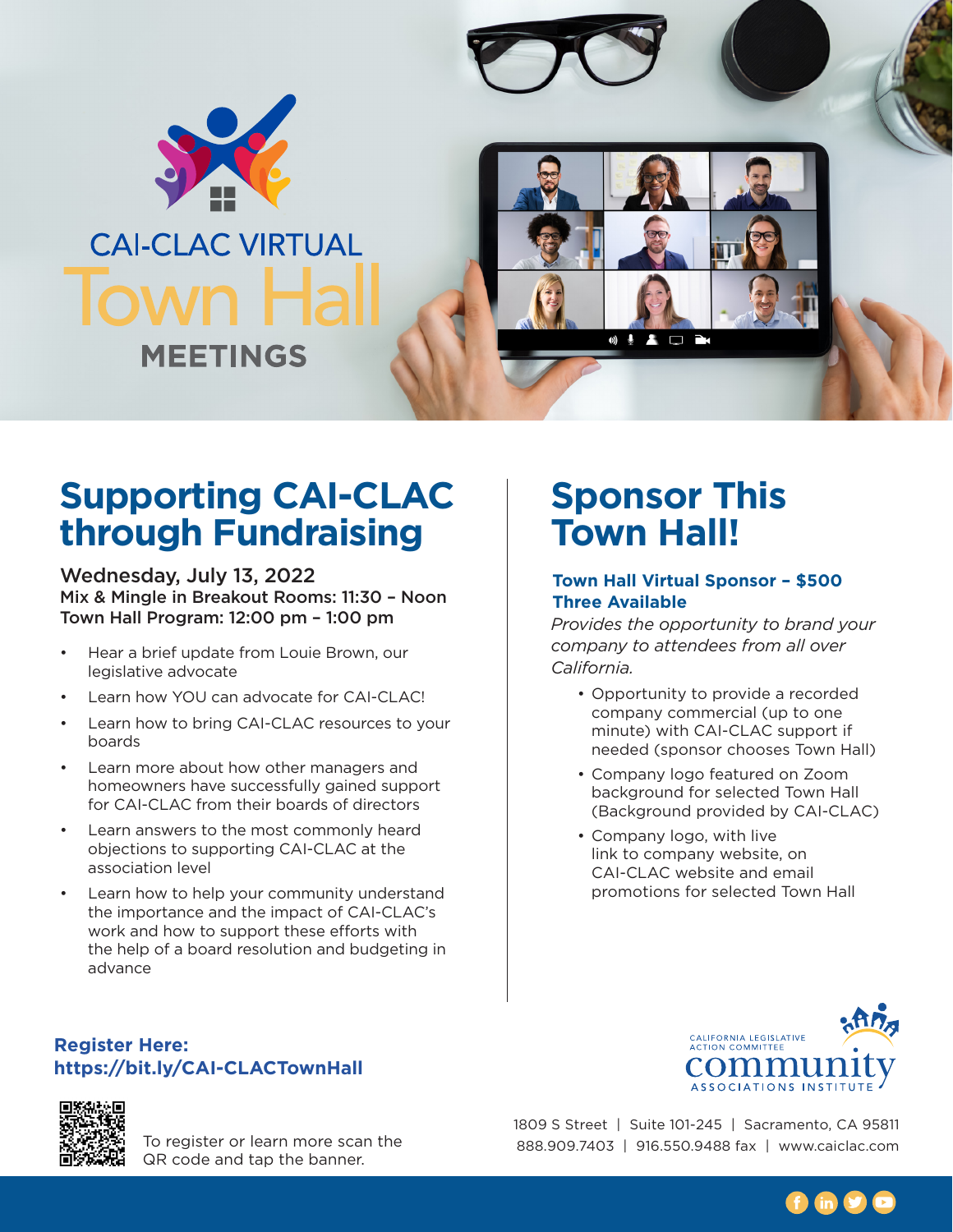# CAI-CLAC VIRTUAL Town Hall MEETINGS

## Supporting CAI-CLAC through Fundraising

**Wednesday, July 13, 2022**
**Mix & Mingle in Breakout Rooms: 11:30 – Noon**
**Town Hall Program: 12:00 pm – 1:00 pm**

- Hear a brief update from Louie Brown, our legislative advocate
- Learn how YOU can advocate for CAI-CLAC!
- Learn how to bring CAI-CLAC resources to your boards
- Learn more about how other managers and homeowners have successfully gained support for CAI-CLAC from their boards of directors
- Learn answers to the most commonly heard objections to supporting CAI-CLAC at the association level
- Learn how to help your community understand the importance and the impact of CAI-CLAC's work and how to support these efforts with the help of a board resolution and budgeting in advance

## Sponsor This Town Hall!

### Town Hall Virtual Sponsor – $500
### Three Available

*Provides the opportunity to brand your company to attendees from all over California.*

- Opportunity to provide a recorded company commercial (up to one minute) with CAI-CLAC support if needed (sponsor chooses Town Hall)
- Company logo featured on Zoom background for selected Town Hall (Background provided by CAI-CLAC)
- Company logo, with live link to company website, on CAI-CLAC website and email promotions for selected Town Hall

**Register Here:**
**https://bit.ly/CAI-CLACTownHall**

To register or learn more scan the QR code and tap the banner.

CALIFORNIA LEGISLATIVE ACTION COMMITTEE
community ASSOCIATIONS INSTITUTE

1809 S Street | Suite 101-245 | Sacramento, CA 95811
888.909.7403 | 916.550.9488 fax | www.caiclac.com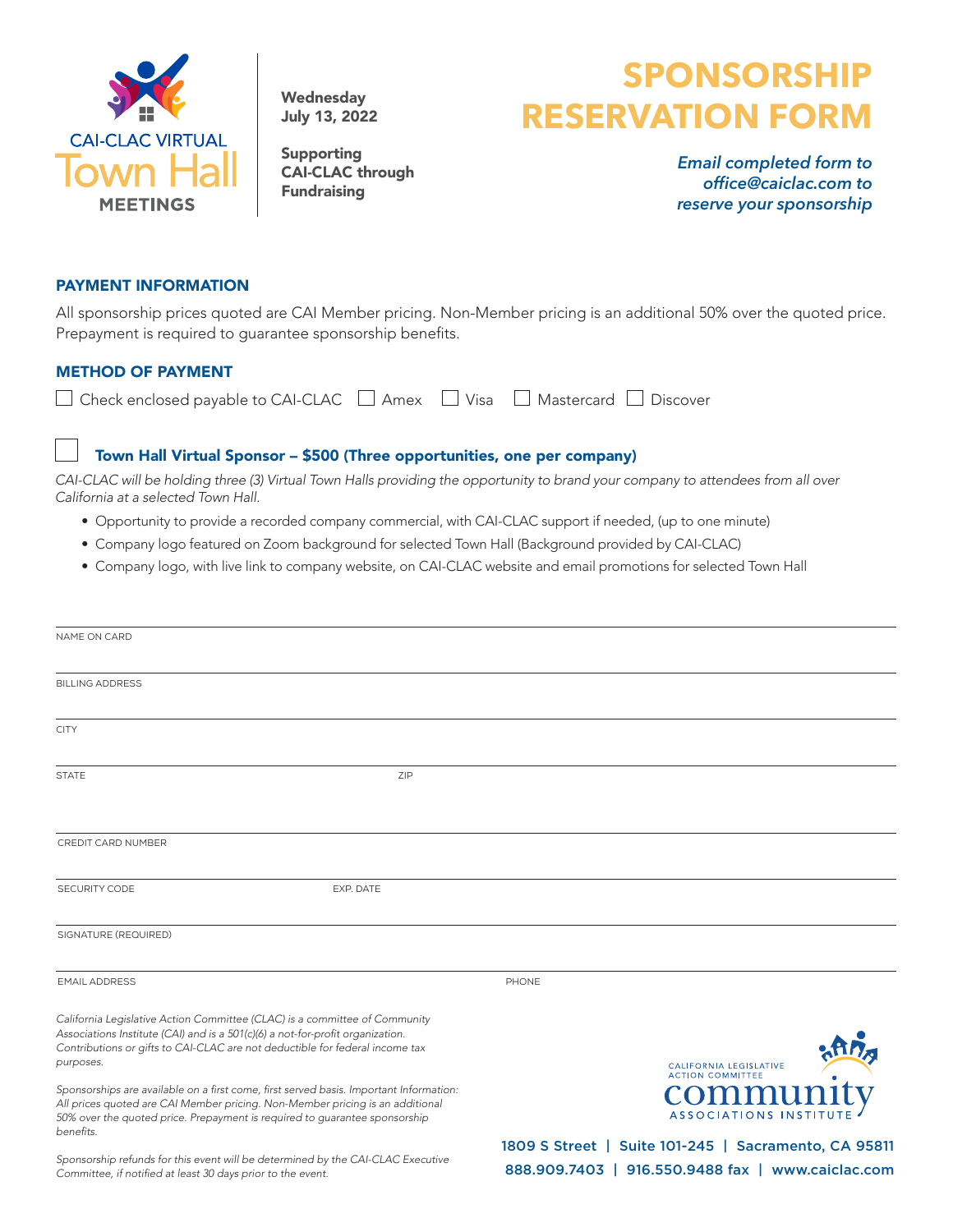CAI-CLAC VIRTUAL Town Hall MEETINGS

**Wednesday July 13, 2022**

**Supporting CAI-CLAC through Fundraising**

# SPONSORSHIP RESERVATION FORM

*Email completed form to office@caiclac.com to reserve your sponsorship*

## PAYMENT INFORMATION

All sponsorship prices quoted are CAI Member pricing. Non-Member pricing is an additional 50% over the quoted price. Prepayment is required to guarantee sponsorship benefits.

## METHOD OF PAYMENT

☐ Check enclosed payable to CAI-CLAC ☐ Amex ☐ Visa ☐ Mastercard ☐ Discover

☐ **Town Hall Virtual Sponsor – $500 (Three opportunities, one per company)**

*CAI-CLAC will be holding three (3) Virtual Town Halls providing the opportunity to brand your company to attendees from all over California at a selected Town Hall.*

- Opportunity to provide a recorded company commercial, with CAI-CLAC support if needed, (up to one minute)
- Company logo featured on Zoom background for selected Town Hall (Background provided by CAI-CLAC)
- Company logo, with live link to company website, on CAI-CLAC website and email promotions for selected Town Hall

NAME ON CARD

BILLING ADDRESS

CITY

STATE ZIP

CREDIT CARD NUMBER

SECURITY CODE EXP. DATE

SIGNATURE (REQUIRED)

EMAIL ADDRESS PHONE

*California Legislative Action Committee (CLAC) is a committee of Community Associations Institute (CAI) and is a 501(c)(6) a not-for-profit organization. Contributions or gifts to CAI-CLAC are not deductible for federal income tax purposes.*

*Sponsorships are available on a first come, first served basis. Important Information: All prices quoted are CAI Member pricing. Non-Member pricing is an additional 50% over the quoted price. Prepayment is required to guarantee sponsorship benefits.*

*Sponsorship refunds for this event will be determined by the CAI-CLAC Executive Committee, if notified at least 30 days prior to the event.*

CALIFORNIA LEGISLATIVE ACTION COMMITTEE community ASSOCIATIONS INSTITUTE

1809 S Street | Suite 101-245 | Sacramento, CA 95811
888.909.7403 | 916.550.9488 fax | www.caiclac.com